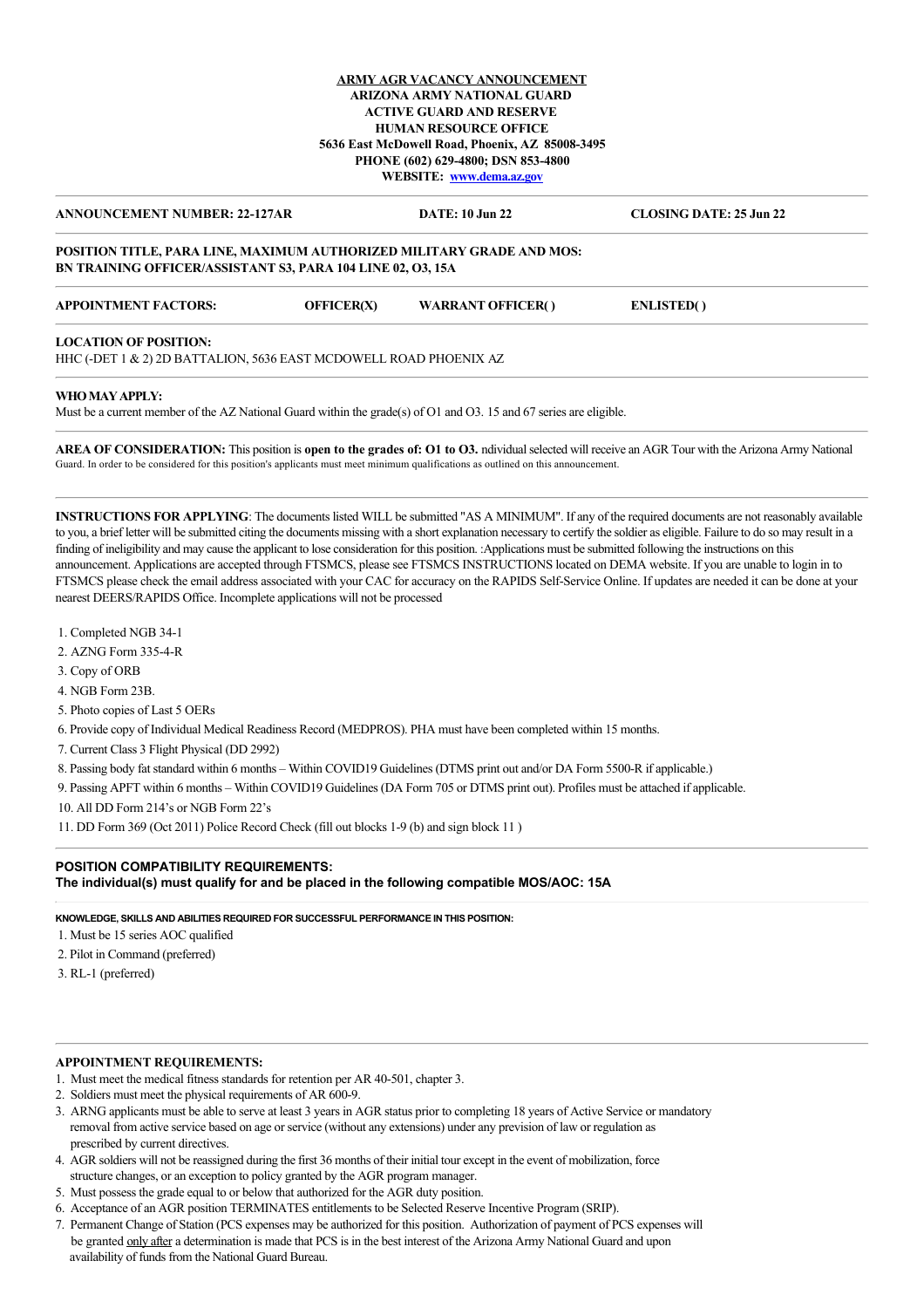**ARMY AGR VACANCY ANNOUNCEMENT**
**ARIZONA ARMY NATIONAL GUARD**
**ACTIVE GUARD AND RESERVE**
**HUMAN RESOURCE OFFICE**
**5636 East McDowell Road, Phoenix, AZ 85008-3495**
**PHONE (602) 629-4800; DSN 853-4800**
**WEBSITE: www.dema.az.gov**

---

**ANNOUNCEMENT NUMBER: 22-127AR** **DATE: 10 Jun 22** **CLOSING DATE: 25 Jun 22**

---

**POSITION TITLE, PARA LINE, MAXIMUM AUTHORIZED MILITARY GRADE AND MOS:**
**BN TRAINING OFFICER/ASSISTANT S3, PARA 104 LINE 02, O3, 15A**

---

**APPOINTMENT FACTORS:** **OFFICER(X)** **WARRANT OFFICER( )** **ENLISTED( )**

---

**LOCATION OF POSITION:**
HHC (-DET 1 & 2) 2D BATTALION, 5636 EAST MCDOWELL ROAD PHOENIX AZ

---

**WHO MAY APPLY:**
Must be a current member of the AZ National Guard within the grade(s) of O1 and O3. 15 and 67 series are eligible.

---

**AREA OF CONSIDERATION:** This position is **open to the grades of: O1 to O3.** ndividual selected will receive an AGR Tour with the Arizona Army National Guard. In order to be considered for this position's applicants must meet minimum qualifications as outlined on this announcement.

---

**INSTRUCTIONS FOR APPLYING**: The documents listed WILL be submitted "AS A MINIMUM". If any of the required documents are not reasonably available to you, a brief letter will be submitted citing the documents missing with a short explanation necessary to certify the soldier as eligible. Failure to do so may result in a finding of ineligibility and may cause the applicant to lose consideration for this position. :Applications must be submitted following the instructions on this announcement. Applications are accepted through FTSMCS, please see FTSMCS INSTRUCTIONS located on DEMA website. If you are unable to login in to FTSMCS please check the email address associated with your CAC for accuracy on the RAPIDS Self-Service Online. If updates are needed it can be done at your nearest DEERS/RAPIDS Office. Incomplete applications will not be processed

1. Completed NGB 34-1
2. AZNG Form 335-4-R
3. Copy of ORB
4. NGB Form 23B.
5. Photo copies of Last 5 OERs
6. Provide copy of Individual Medical Readiness Record (MEDPROS). PHA must have been completed within 15 months.
7. Current Class 3 Flight Physical (DD 2992)
8. Passing body fat standard within 6 months – Within COVID19 Guidelines (DTMS print out and/or DA Form 5500-R if applicable.)
9. Passing APFT within 6 months – Within COVID19 Guidelines (DA Form 705 or DTMS print out). Profiles must be attached if applicable.
10. All DD Form 214's or NGB Form 22's
11. DD Form 369 (Oct 2011) Police Record Check (fill out blocks 1-9 (b) and sign block 11 )

---

**POSITION COMPATIBILITY REQUIREMENTS:**
**The individual(s) must qualify for and be placed in the following compatible MOS/AOC: 15A**

**KNOWLEDGE, SKILLS AND ABILITIES REQUIRED FOR SUCCESSFUL PERFORMANCE IN THIS POSITION:**

1. Must be 15 series AOC qualified
2. Pilot in Command (preferred)
3. RL-1 (preferred)

---

**APPOINTMENT REQUIREMENTS:**

1. Must meet the medical fitness standards for retention per AR 40-501, chapter 3.
2. Soldiers must meet the physical requirements of AR 600-9.
3. ARNG applicants must be able to serve at least 3 years in AGR status prior to completing 18 years of Active Service or mandatory removal from active service based on age or service (without any extensions) under any prevision of law or regulation as prescribed by current directives.
4. AGR soldiers will not be reassigned during the first 36 months of their initial tour except in the event of mobilization, force structure changes, or an exception to policy granted by the AGR program manager.
5. Must possess the grade equal to or below that authorized for the AGR duty position.
6. Acceptance of an AGR position TERMINATES entitlements to be Selected Reserve Incentive Program (SRIP).
7. Permanent Change of Station (PCS expenses may be authorized for this position. Authorization of payment of PCS expenses will be granted only after a determination is made that PCS is in the best interest of the Arizona Army National Guard and upon availability of funds from the National Guard Bureau.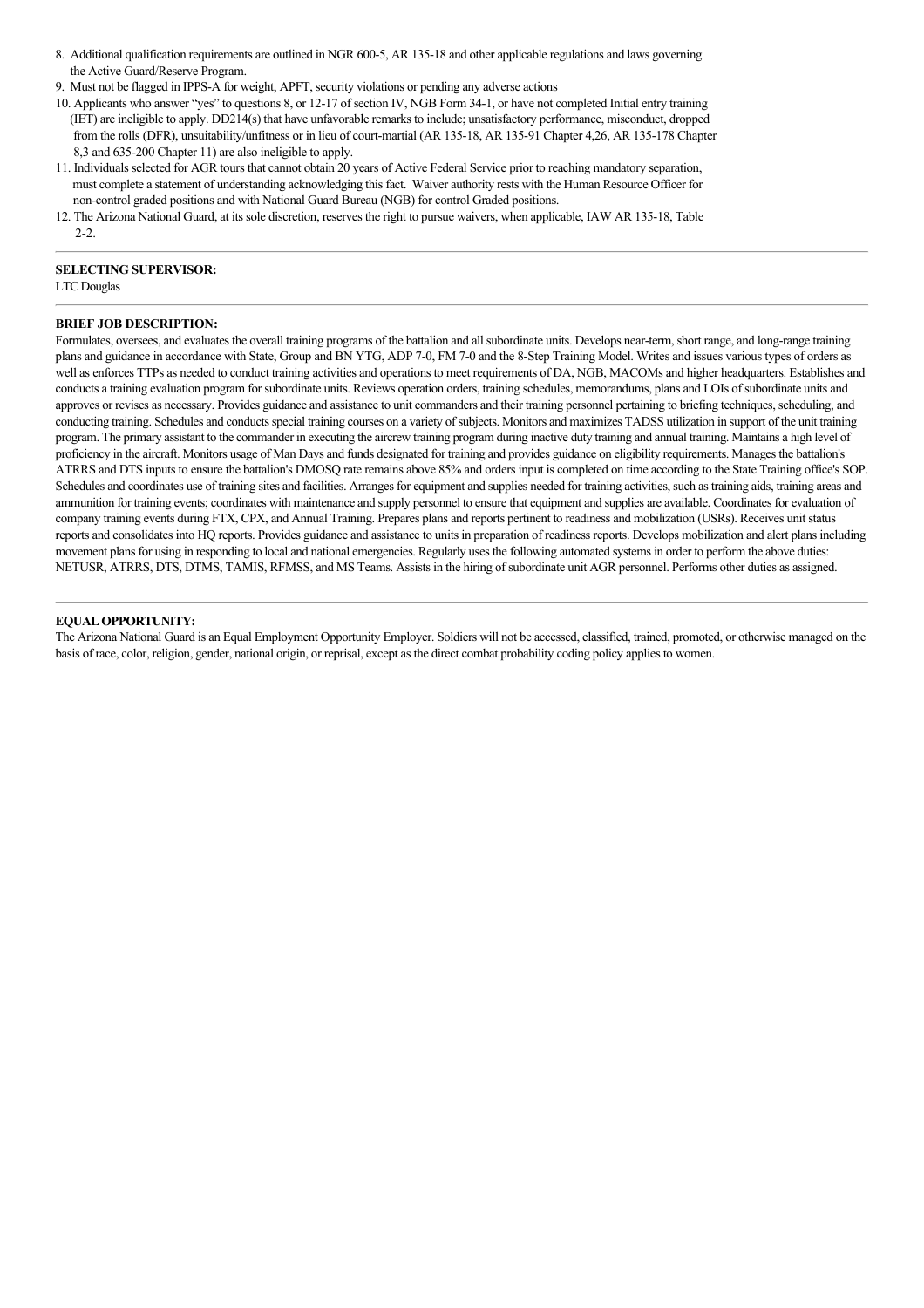8. Additional qualification requirements are outlined in NGR 600-5, AR 135-18 and other applicable regulations and laws governing the Active Guard/Reserve Program.
9. Must not be flagged in IPPS-A for weight, APFT, security violations or pending any adverse actions
10. Applicants who answer "yes" to questions 8, or 12-17 of section IV, NGB Form 34-1, or have not completed Initial entry training (IET) are ineligible to apply. DD214(s) that have unfavorable remarks to include; unsatisfactory performance, misconduct, dropped from the rolls (DFR), unsuitability/unfitness or in lieu of court-martial (AR 135-18, AR 135-91 Chapter 4,26, AR 135-178 Chapter 8,3 and 635-200 Chapter 11) are also ineligible to apply.
11. Individuals selected for AGR tours that cannot obtain 20 years of Active Federal Service prior to reaching mandatory separation, must complete a statement of understanding acknowledging this fact. Waiver authority rests with the Human Resource Officer for non-control graded positions and with National Guard Bureau (NGB) for control Graded positions.
12. The Arizona National Guard, at its sole discretion, reserves the right to pursue waivers, when applicable, IAW AR 135-18, Table 2-2.

---

**SELECTING SUPERVISOR:**

LTC Douglas

---

**BRIEF JOB DESCRIPTION:**

Formulates, oversees, and evaluates the overall training programs of the battalion and all subordinate units. Develops near-term, short range, and long-range training plans and guidance in accordance with State, Group and BN YTG, ADP 7-0, FM 7-0 and the 8-Step Training Model. Writes and issues various types of orders as well as enforces TTPs as needed to conduct training activities and operations to meet requirements of DA, NGB, MACOMs and higher headquarters. Establishes and conducts a training evaluation program for subordinate units. Reviews operation orders, training schedules, memorandums, plans and LOIs of subordinate units and approves or revises as necessary. Provides guidance and assistance to unit commanders and their training personnel pertaining to briefing techniques, scheduling, and conducting training. Schedules and conducts special training courses on a variety of subjects. Monitors and maximizes TADSS utilization in support of the unit training program. The primary assistant to the commander in executing the aircrew training program during inactive duty training and annual training. Maintains a high level of proficiency in the aircraft. Monitors usage of Man Days and funds designated for training and provides guidance on eligibility requirements. Manages the battalion's ATRRS and DTS inputs to ensure the battalion's DMOSQ rate remains above 85% and orders input is completed on time according to the State Training office's SOP. Schedules and coordinates use of training sites and facilities. Arranges for equipment and supplies needed for training activities, such as training aids, training areas and ammunition for training events; coordinates with maintenance and supply personnel to ensure that equipment and supplies are available. Coordinates for evaluation of company training events during FTX, CPX, and Annual Training. Prepares plans and reports pertinent to readiness and mobilization (USRs). Receives unit status reports and consolidates into HQ reports. Provides guidance and assistance to units in preparation of readiness reports. Develops mobilization and alert plans including movement plans for using in responding to local and national emergencies. Regularly uses the following automated systems in order to perform the above duties: NETUSR, ATRRS, DTS, DTMS, TAMIS, RFMSS, and MS Teams. Assists in the hiring of subordinate unit AGR personnel. Performs other duties as assigned.

---

**EQUAL OPPORTUNITY:**

The Arizona National Guard is an Equal Employment Opportunity Employer. Soldiers will not be accessed, classified, trained, promoted, or otherwise managed on the basis of race, color, religion, gender, national origin, or reprisal, except as the direct combat probability coding policy applies to women.